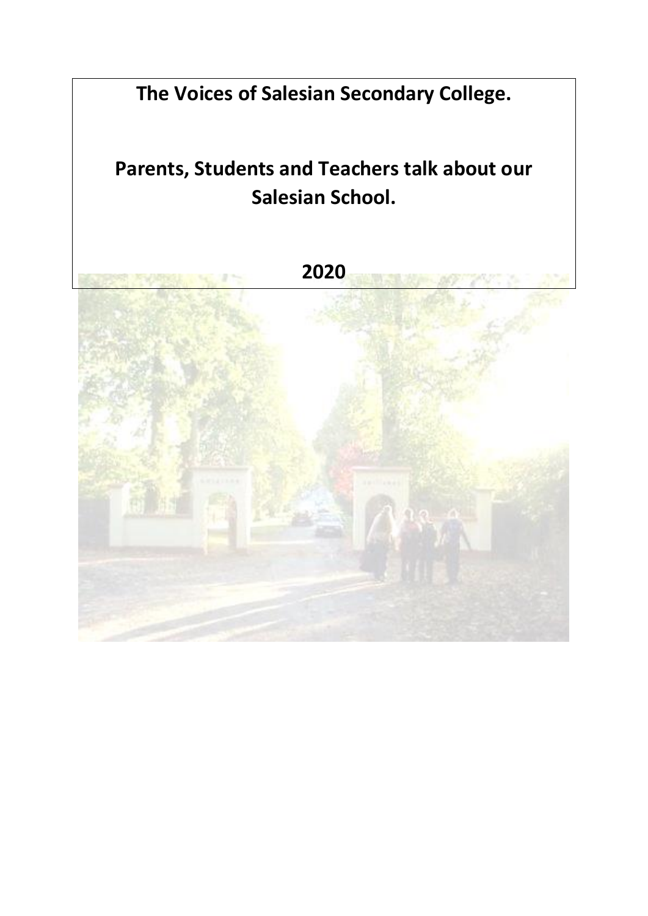# The Voices of Salesian Secondary College.

## Parents, Students and Teachers talk about our Salesian School.

## 2020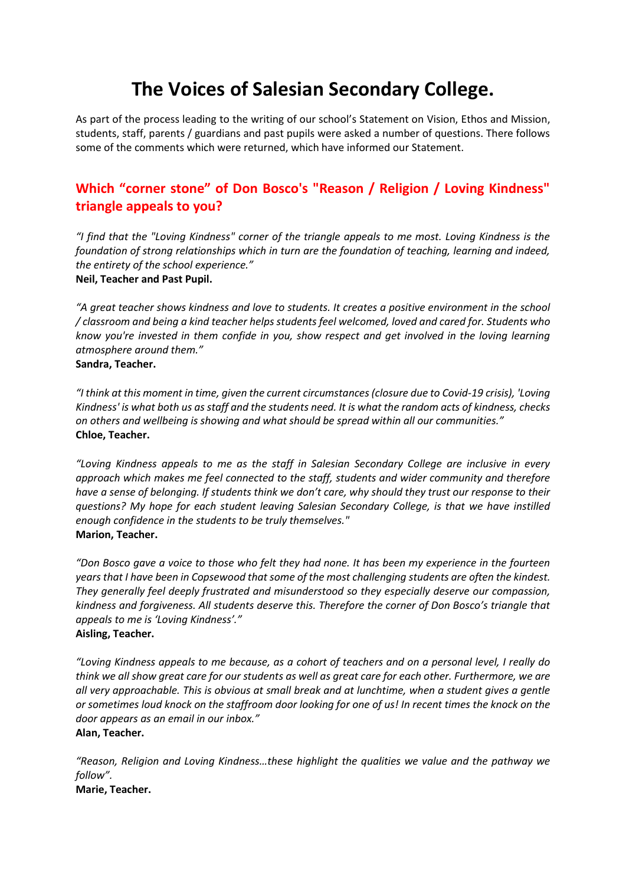# The Voices of Salesian Secondary College.

As part of the process leading to the writing of our school's Statement on Vision, Ethos and Mission, students, staff, parents / guardians and past pupils were asked a number of questions. There follows some of the comments which were returned, which have informed our Statement.

## Which "corner stone" of Don Bosco's "Reason / Religion / Loving Kindness" triangle appeals to you?

*"I find that the "Loving Kindness" corner of the triangle appeals to me most. Loving Kindness is the foundation of strong relationships which in turn are the foundation of teaching, learning and indeed, the entirety of the school experience."*
**Neil, Teacher and Past Pupil.**

*"A great teacher shows kindness and love to students. It creates a positive environment in the school / classroom and being a kind teacher helps students feel welcomed, loved and cared for. Students who know you're invested in them confide in you, show respect and get involved in the loving learning atmosphere around them."*
**Sandra, Teacher.**

*"I think at this moment in time, given the current circumstances (closure due to Covid-19 crisis), 'Loving Kindness' is what both us as staff and the students need. It is what the random acts of kindness, checks on others and wellbeing is showing and what should be spread within all our communities."*
**Chloe, Teacher.**

*"Loving Kindness appeals to me as the staff in Salesian Secondary College are inclusive in every approach which makes me feel connected to the staff, students and wider community and therefore have a sense of belonging. If students think we don't care, why should they trust our response to their questions? My hope for each student leaving Salesian Secondary College, is that we have instilled enough confidence in the students to be truly themselves."*
**Marion, Teacher.**

*"Don Bosco gave a voice to those who felt they had none. It has been my experience in the fourteen years that I have been in Copsewood that some of the most challenging students are often the kindest. They generally feel deeply frustrated and misunderstood so they especially deserve our compassion, kindness and forgiveness. All students deserve this. Therefore the corner of Don Bosco's triangle that appeals to me is 'Loving Kindness'."*
**Aisling, Teacher.**

*"Loving Kindness appeals to me because, as a cohort of teachers and on a personal level, I really do think we all show great care for our students as well as great care for each other. Furthermore, we are all very approachable. This is obvious at small break and at lunchtime, when a student gives a gentle or sometimes loud knock on the staffroom door looking for one of us! In recent times the knock on the door appears as an email in our inbox."*
**Alan, Teacher.**

*"Reason, Religion and Loving Kindness…these highlight the qualities we value and the pathway we follow".*
**Marie, Teacher.**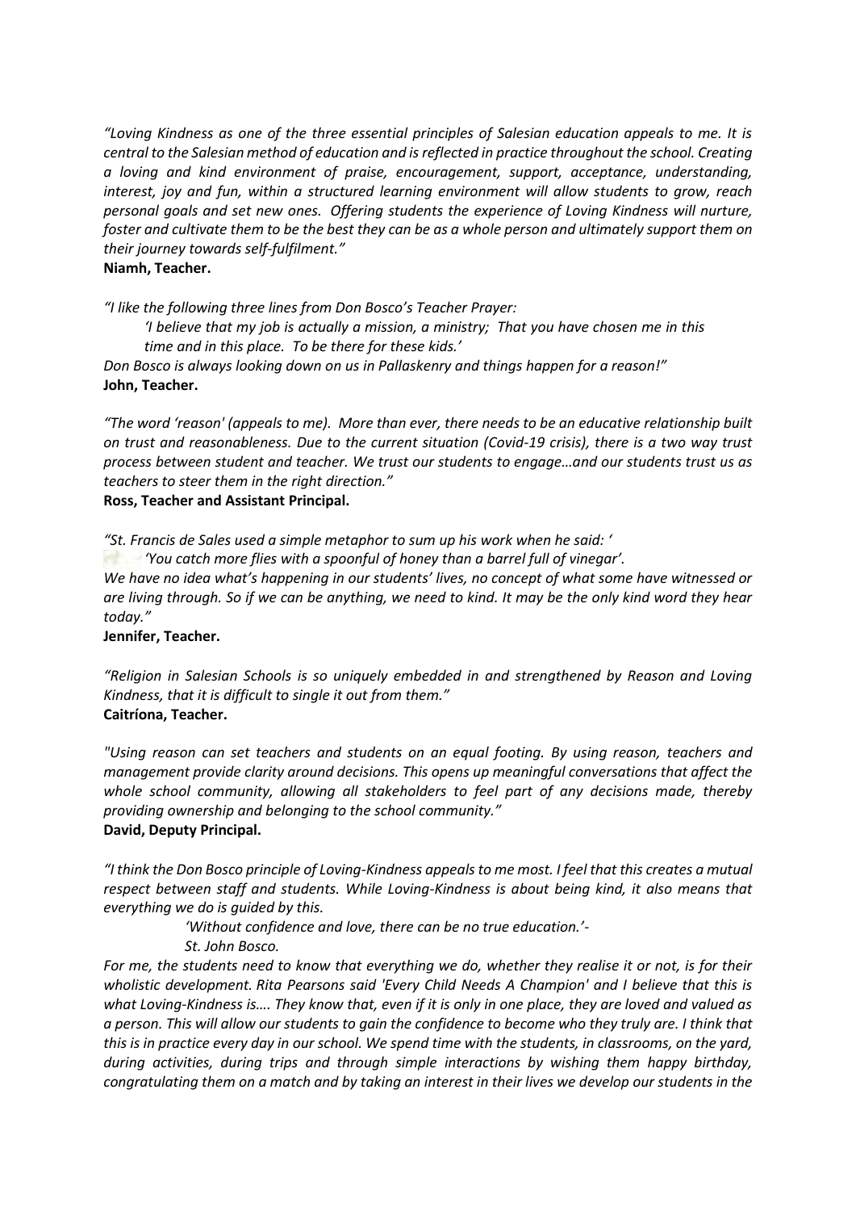*"Loving Kindness as one of the three essential principles of Salesian education appeals to me. It is central to the Salesian method of education and is reflected in practice throughout the school. Creating a loving and kind environment of praise, encouragement, support, acceptance, understanding, interest, joy and fun, within a structured learning environment will allow students to grow, reach personal goals and set new ones. Offering students the experience of Loving Kindness will nurture, foster and cultivate them to be the best they can be as a whole person and ultimately support them on their journey towards self-fulfilment."*
**Niamh, Teacher.**

*"I like the following three lines from Don Bosco's Teacher Prayer:*

> *'I believe that my job is actually a mission, a ministry; That you have chosen me in this time and in this place. To be there for these kids.'*

*Don Bosco is always looking down on us in Pallaskenry and things happen for a reason!"*
**John, Teacher.**

*"The word 'reason' (appeals to me). More than ever, there needs to be an educative relationship built on trust and reasonableness. Due to the current situation (Covid-19 crisis), there is a two way trust process between student and teacher. We trust our students to engage…and our students trust us as teachers to steer them in the right direction."*
**Ross, Teacher and Assistant Principal.**

*"St. Francis de Sales used a simple metaphor to sum up his work when he said: '*

> *'You catch more flies with a spoonful of honey than a barrel full of vinegar'.*

*We have no idea what's happening in our students' lives, no concept of what some have witnessed or are living through. So if we can be anything, we need to kind. It may be the only kind word they hear today."*
**Jennifer, Teacher.**

*"Religion in Salesian Schools is so uniquely embedded in and strengthened by Reason and Loving Kindness, that it is difficult to single it out from them."*
**Caitríona, Teacher.**

*"Using reason can set teachers and students on an equal footing. By using reason, teachers and management provide clarity around decisions. This opens up meaningful conversations that affect the whole school community, allowing all stakeholders to feel part of any decisions made, thereby providing ownership and belonging to the school community."*
**David, Deputy Principal.**

*"I think the Don Bosco principle of Loving-Kindness appeals to me most. I feel that this creates a mutual respect between staff and students. While Loving-Kindness is about being kind, it also means that everything we do is guided by this.*

> *'Without confidence and love, there can be no true education.'-*
> *St. John Bosco.*

*For me, the students need to know that everything we do, whether they realise it or not, is for their wholistic development. Rita Pearsons said 'Every Child Needs A Champion' and I believe that this is what Loving-Kindness is…. They know that, even if it is only in one place, they are loved and valued as a person. This will allow our students to gain the confidence to become who they truly are. I think that this is in practice every day in our school. We spend time with the students, in classrooms, on the yard, during activities, during trips and through simple interactions by wishing them happy birthday, congratulating them on a match and by taking an interest in their lives we develop our students in the*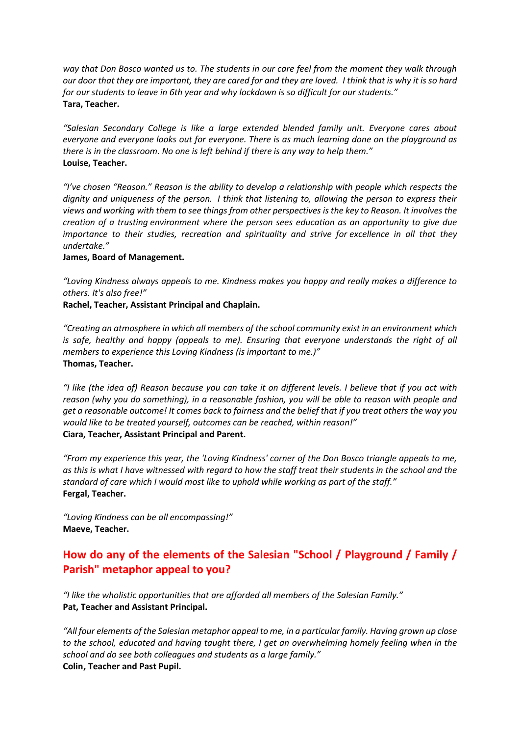*way that Don Bosco wanted us to. The students in our care feel from the moment they walk through our door that they are important, they are cared for and they are loved. I think that is why it is so hard for our students to leave in 6th year and why lockdown is so difficult for our students."*
**Tara, Teacher.**

*"Salesian Secondary College is like a large extended blended family unit. Everyone cares about everyone and everyone looks out for everyone. There is as much learning done on the playground as there is in the classroom. No one is left behind if there is any way to help them."*
**Louise, Teacher.**

*"I've chosen "Reason." Reason is the ability to develop a relationship with people which respects the dignity and uniqueness of the person. I think that listening to, allowing the person to express their views and working with them to see things from other perspectives is the key to Reason. It involves the creation of a trusting environment where the person sees education as an opportunity to give due importance to their studies, recreation and spirituality and strive for excellence in all that they undertake."*
**James, Board of Management.**

*"Loving Kindness always appeals to me. Kindness makes you happy and really makes a difference to others. It's also free!"*
**Rachel, Teacher, Assistant Principal and Chaplain.**

*"Creating an atmosphere in which all members of the school community exist in an environment which is safe, healthy and happy (appeals to me). Ensuring that everyone understands the right of all members to experience this Loving Kindness (is important to me.)"*
**Thomas, Teacher.**

*"I like (the idea of) Reason because you can take it on different levels. I believe that if you act with reason (why you do something), in a reasonable fashion, you will be able to reason with people and get a reasonable outcome! It comes back to fairness and the belief that if you treat others the way you would like to be treated yourself, outcomes can be reached, within reason!"*
**Ciara, Teacher, Assistant Principal and Parent.**

*"From my experience this year, the 'Loving Kindness' corner of the Don Bosco triangle appeals to me, as this is what I have witnessed with regard to how the staff treat their students in the school and the standard of care which I would most like to uphold while working as part of the staff."*
**Fergal, Teacher.**

*"Loving Kindness can be all encompassing!"*
**Maeve, Teacher.**

## How do any of the elements of the Salesian "School / Playground / Family / Parish" metaphor appeal to you?

*"I like the wholistic opportunities that are afforded all members of the Salesian Family."*
**Pat, Teacher and Assistant Principal.**

*"All four elements of the Salesian metaphor appeal to me, in a particular family. Having grown up close to the school, educated and having taught there, I get an overwhelming homely feeling when in the school and do see both colleagues and students as a large family."*
**Colin, Teacher and Past Pupil.**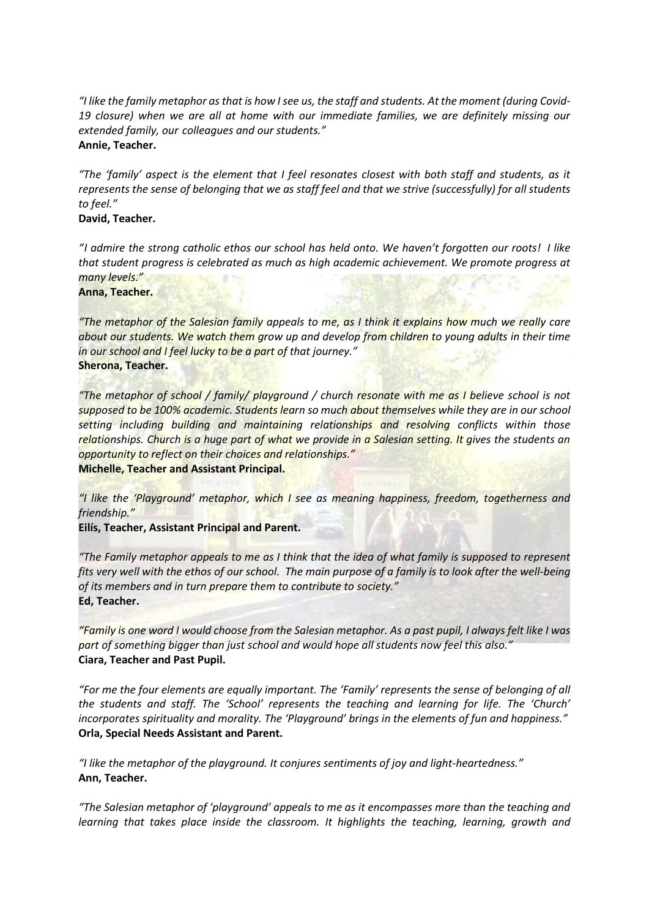*"I like the family metaphor as that is how I see us, the staff and students. At the moment (during Covid-19 closure) when we are all at home with our immediate families, we are definitely missing our extended family, our colleagues and our students."*
**Annie, Teacher.**

*"The 'family' aspect is the element that I feel resonates closest with both staff and students, as it represents the sense of belonging that we as staff feel and that we strive (successfully) for all students to feel."*
**David, Teacher.**

*"I admire the strong catholic ethos our school has held onto. We haven't forgotten our roots! I like that student progress is celebrated as much as high academic achievement. We promote progress at many levels."*
**Anna, Teacher.**

*"The metaphor of the Salesian family appeals to me, as I think it explains how much we really care about our students. We watch them grow up and develop from children to young adults in their time in our school and I feel lucky to be a part of that journey."*
**Sherona, Teacher.**

*"The metaphor of school / family/ playground / church resonate with me as I believe school is not supposed to be 100% academic. Students learn so much about themselves while they are in our school setting including building and maintaining relationships and resolving conflicts within those relationships. Church is a huge part of what we provide in a Salesian setting. It gives the students an opportunity to reflect on their choices and relationships."*
**Michelle, Teacher and Assistant Principal.**

*"I like the 'Playground' metaphor, which I see as meaning happiness, freedom, togetherness and friendship."*
**Eilís, Teacher, Assistant Principal and Parent.**

*"The Family metaphor appeals to me as I think that the idea of what family is supposed to represent fits very well with the ethos of our school. The main purpose of a family is to look after the well-being of its members and in turn prepare them to contribute to society."*
**Ed, Teacher.**

*"Family is one word I would choose from the Salesian metaphor. As a past pupil, I always felt like I was part of something bigger than just school and would hope all students now feel this also."*
**Ciara, Teacher and Past Pupil.**

*"For me the four elements are equally important. The 'Family' represents the sense of belonging of all the students and staff. The 'School' represents the teaching and learning for life. The 'Church' incorporates spirituality and morality. The 'Playground' brings in the elements of fun and happiness."*
**Orla, Special Needs Assistant and Parent.**

*"I like the metaphor of the playground. It conjures sentiments of joy and light-heartedness."*
**Ann, Teacher.**

*"The Salesian metaphor of 'playground' appeals to me as it encompasses more than the teaching and learning that takes place inside the classroom. It highlights the teaching, learning, growth and*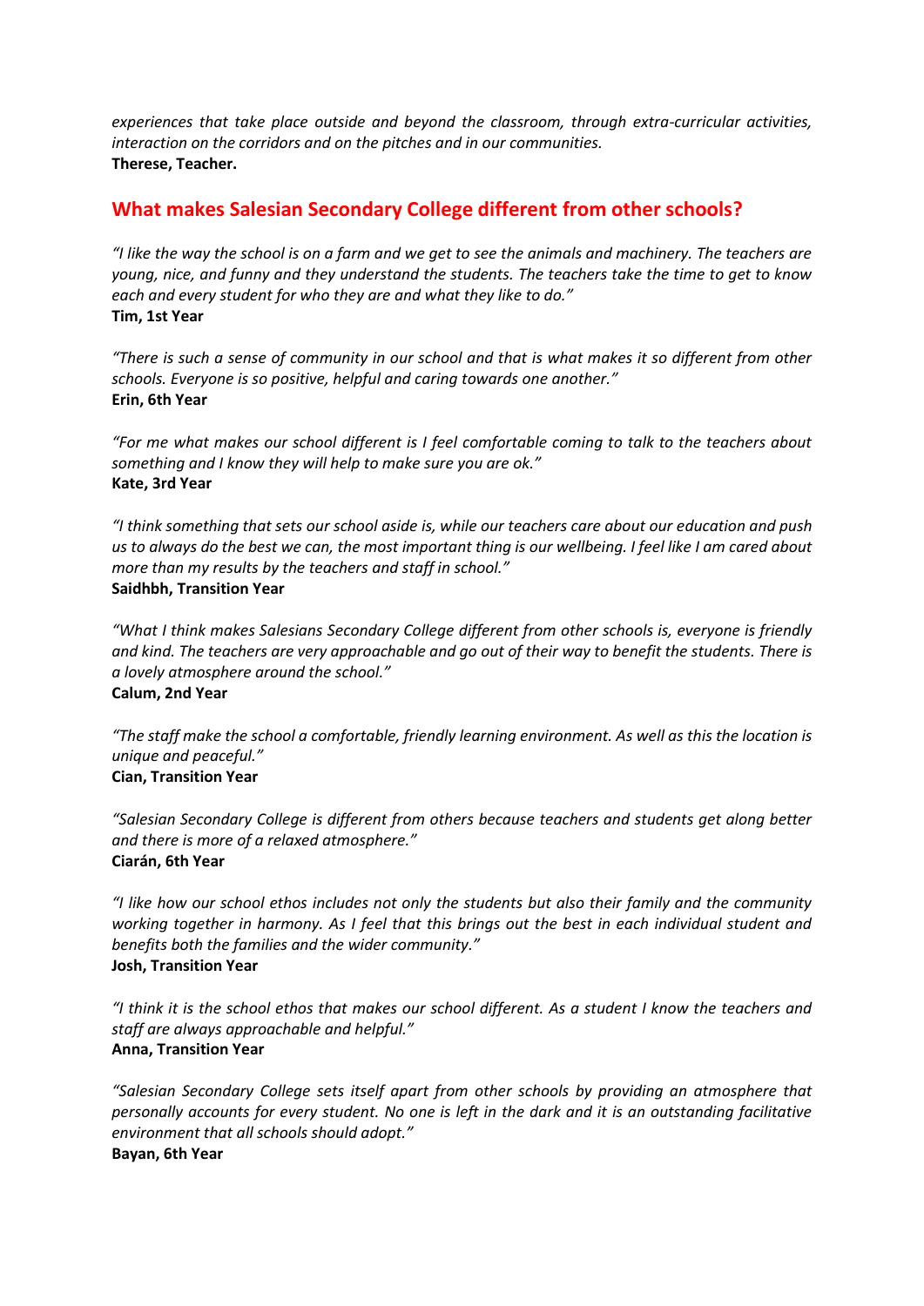*experiences that take place outside and beyond the classroom, through extra-curricular activities, interaction on the corridors and on the pitches and in our communities.*
**Therese, Teacher.**

## What makes Salesian Secondary College different from other schools?

*"I like the way the school is on a farm and we get to see the animals and machinery. The teachers are young, nice, and funny and they understand the students. The teachers take the time to get to know each and every student for who they are and what they like to do."*
**Tim, 1st Year**

*"There is such a sense of community in our school and that is what makes it so different from other schools. Everyone is so positive, helpful and caring towards one another."*
**Erin, 6th Year**

*"For me what makes our school different is I feel comfortable coming to talk to the teachers about something and I know they will help to make sure you are ok."*
**Kate, 3rd Year**

*"I think something that sets our school aside is, while our teachers care about our education and push us to always do the best we can, the most important thing is our wellbeing. I feel like I am cared about more than my results by the teachers and staff in school."*
**Saidhbh, Transition Year**

*"What I think makes Salesians Secondary College different from other schools is, everyone is friendly and kind. The teachers are very approachable and go out of their way to benefit the students. There is a lovely atmosphere around the school."*
**Calum, 2nd Year**

*"The staff make the school a comfortable, friendly learning environment. As well as this the location is unique and peaceful."*
**Cian, Transition Year**

*"Salesian Secondary College is different from others because teachers and students get along better and there is more of a relaxed atmosphere."*
**Ciarán, 6th Year**

*"I like how our school ethos includes not only the students but also their family and the community working together in harmony. As I feel that this brings out the best in each individual student and benefits both the families and the wider community."*
**Josh, Transition Year**

*"I think it is the school ethos that makes our school different. As a student I know the teachers and staff are always approachable and helpful."*
**Anna, Transition Year**

*"Salesian Secondary College sets itself apart from other schools by providing an atmosphere that personally accounts for every student. No one is left in the dark and it is an outstanding facilitative environment that all schools should adopt."*
**Bayan, 6th Year**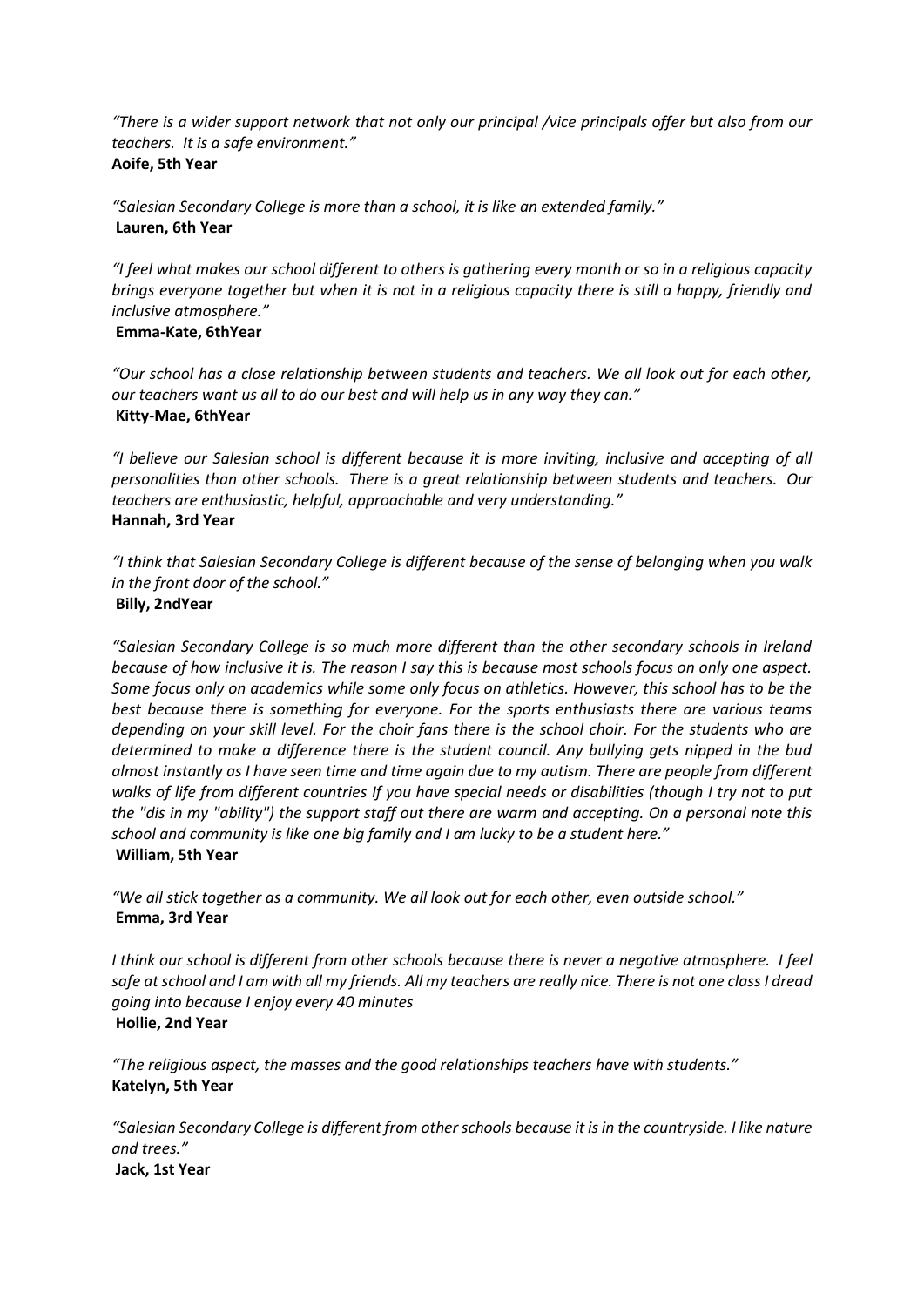*"There is a wider support network that not only our principal /vice principals offer but also from our teachers. It is a safe environment."*
**Aoife, 5th Year**

*"Salesian Secondary College is more than a school, it is like an extended family."*
**Lauren, 6th Year**

*"I feel what makes our school different to others is gathering every month or so in a religious capacity brings everyone together but when it is not in a religious capacity there is still a happy, friendly and inclusive atmosphere."*
**Emma-Kate, 6thYear**

*"Our school has a close relationship between students and teachers. We all look out for each other, our teachers want us all to do our best and will help us in any way they can."*
**Kitty-Mae, 6thYear**

*"I believe our Salesian school is different because it is more inviting, inclusive and accepting of all personalities than other schools. There is a great relationship between students and teachers. Our teachers are enthusiastic, helpful, approachable and very understanding."*
**Hannah, 3rd Year**

*"I think that Salesian Secondary College is different because of the sense of belonging when you walk in the front door of the school."*
**Billy, 2ndYear**

*"Salesian Secondary College is so much more different than the other secondary schools in Ireland because of how inclusive it is. The reason I say this is because most schools focus on only one aspect. Some focus only on academics while some only focus on athletics. However, this school has to be the best because there is something for everyone. For the sports enthusiasts there are various teams depending on your skill level. For the choir fans there is the school choir. For the students who are determined to make a difference there is the student council. Any bullying gets nipped in the bud almost instantly as I have seen time and time again due to my autism. There are people from different walks of life from different countries If you have special needs or disabilities (though I try not to put the "dis in my "ability") the support staff out there are warm and accepting. On a personal note this school and community is like one big family and I am lucky to be a student here."*
**William, 5th Year**

*"We all stick together as a community. We all look out for each other, even outside school."*
**Emma, 3rd Year**

*I think our school is different from other schools because there is never a negative atmosphere. I feel safe at school and I am with all my friends. All my teachers are really nice. There is not one class I dread going into because I enjoy every 40 minutes*
**Hollie, 2nd Year**

*"The religious aspect, the masses and the good relationships teachers have with students."*
**Katelyn, 5th Year**

*"Salesian Secondary College is different from other schools because it is in the countryside. I like nature and trees."*
**Jack, 1st Year**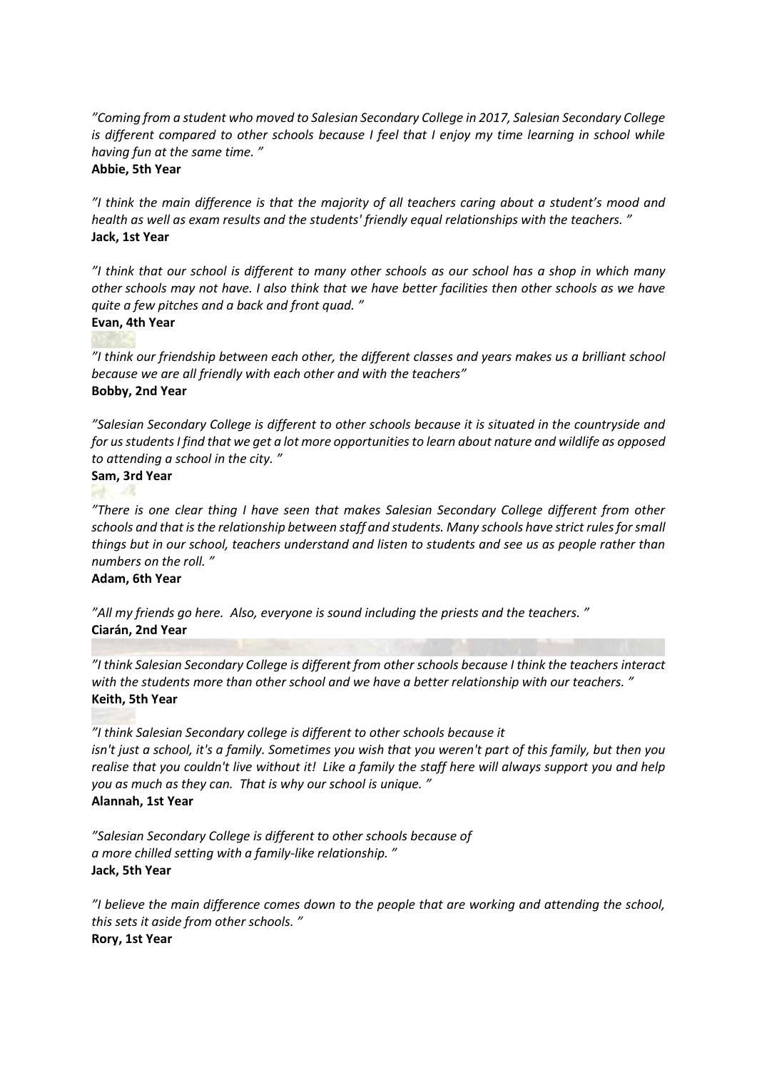*"Coming from a student who moved to Salesian Secondary College in 2017, Salesian Secondary College is different compared to other schools because I feel that I enjoy my time learning in school while having fun at the same time. "*
**Abbie, 5th Year**

*"I think the main difference is that the majority of all teachers caring about a student's mood and health as well as exam results and the students' friendly equal relationships with the teachers. "*
**Jack, 1st Year**

*"I think that our school is different to many other schools as our school has a shop in which many other schools may not have. I also think that we have better facilities then other schools as we have quite a few pitches and a back and front quad. "*
**Evan, 4th Year**

*"I think our friendship between each other, the different classes and years makes us a brilliant school because we are all friendly with each other and with the teachers"*
**Bobby, 2nd Year**

*"Salesian Secondary College is different to other schools because it is situated in the countryside and for us students I find that we get a lot more opportunities to learn about nature and wildlife as opposed to attending a school in the city. "*
**Sam, 3rd Year**

*"There is one clear thing I have seen that makes Salesian Secondary College different from other schools and that is the relationship between staff and students. Many schools have strict rules for small things but in our school, teachers understand and listen to students and see us as people rather than numbers on the roll. "*
**Adam, 6th Year**

*"All my friends go here. Also, everyone is sound including the priests and the teachers. "*
**Ciarán, 2nd Year**

*"I think Salesian Secondary College is different from other schools because I think the teachers interact with the students more than other school and we have a better relationship with our teachers. "*
**Keith, 5th Year**

*"I think Salesian Secondary college is different to other schools because it isn't just a school, it's a family. Sometimes you wish that you weren't part of this family, but then you realise that you couldn't live without it! Like a family the staff here will always support you and help you as much as they can. That is why our school is unique. "*
**Alannah, 1st Year**

*"Salesian Secondary College is different to other schools because of a more chilled setting with a family-like relationship. "*
**Jack, 5th Year**

*"I believe the main difference comes down to the people that are working and attending the school, this sets it aside from other schools. "*
**Rory, 1st Year**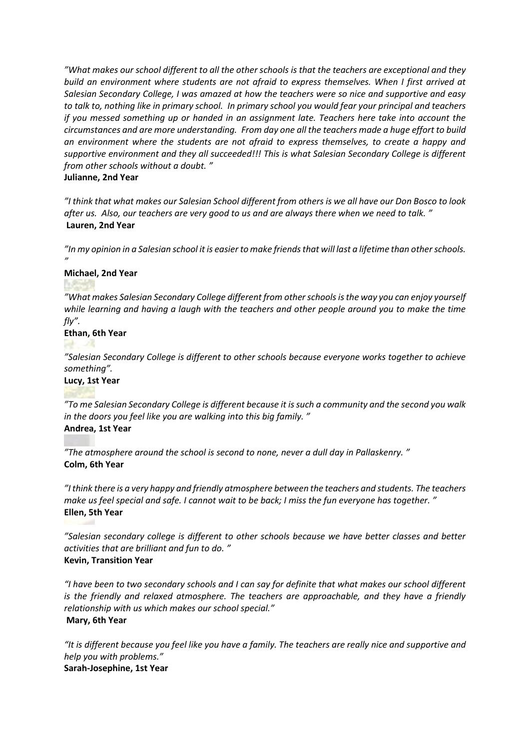*"What makes our school different to all the other schools is that the teachers are exceptional and they build an environment where students are not afraid to express themselves. When I first arrived at Salesian Secondary College, I was amazed at how the teachers were so nice and supportive and easy to talk to, nothing like in primary school. In primary school you would fear your principal and teachers if you messed something up or handed in an assignment late. Teachers here take into account the circumstances and are more understanding. From day one all the teachers made a huge effort to build an environment where the students are not afraid to express themselves, to create a happy and supportive environment and they all succeeded!!! This is what Salesian Secondary College is different from other schools without a doubt. "*

**Julianne, 2nd Year**

*"I think that what makes our Salesian School different from others is we all have our Don Bosco to look after us. Also, our teachers are very good to us and are always there when we need to talk. "*

**Lauren, 2nd Year**

*"In my opinion in a Salesian school it is easier to make friends that will last a lifetime than other schools. "*

**Michael, 2nd Year**

*"What makes Salesian Secondary College different from other schools is the way you can enjoy yourself while learning and having a laugh with the teachers and other people around you to make the time fly".*

**Ethan, 6th Year**

*"Salesian Secondary College is different to other schools because everyone works together to achieve something".*

**Lucy, 1st Year**

*"To me Salesian Secondary College is different because it is such a community and the second you walk in the doors you feel like you are walking into this big family. "*

**Andrea, 1st Year**

*"The atmosphere around the school is second to none, never a dull day in Pallaskenry. "*

**Colm, 6th Year**

*"I think there is a very happy and friendly atmosphere between the teachers and students. The teachers make us feel special and safe. I cannot wait to be back; I miss the fun everyone has together. "*

**Ellen, 5th Year**

*"Salesian secondary college is different to other schools because we have better classes and better activities that are brilliant and fun to do. "*

**Kevin, Transition Year**

*"I have been to two secondary schools and I can say for definite that what makes our school different is the friendly and relaxed atmosphere. The teachers are approachable, and they have a friendly relationship with us which makes our school special."*

**Mary, 6th Year**

*"It is different because you feel like you have a family. The teachers are really nice and supportive and help you with problems."*

**Sarah-Josephine, 1st Year**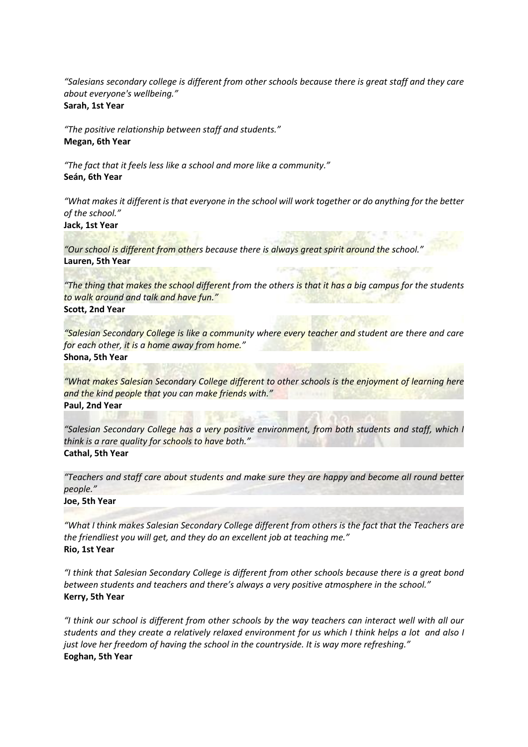*"Salesians secondary college is different from other schools because there is great staff and they care about everyone's wellbeing."*
**Sarah, 1st Year**

*"The positive relationship between staff and students."*
**Megan, 6th Year**

*"The fact that it feels less like a school and more like a community."*
**Seán, 6th Year**

*"What makes it different is that everyone in the school will work together or do anything for the better of the school."*
**Jack, 1st Year**

*"Our school is different from others because there is always great spirit around the school."*
**Lauren, 5th Year**

*"The thing that makes the school different from the others is that it has a big campus for the students to walk around and talk and have fun."*
**Scott, 2nd Year**

*"Salesian Secondary College is like a community where every teacher and student are there and care for each other, it is a home away from home."*
**Shona, 5th Year**

*"What makes Salesian Secondary College different to other schools is the enjoyment of learning here and the kind people that you can make friends with."*
**Paul, 2nd Year**

*"Salesian Secondary College has a very positive environment, from both students and staff, which I think is a rare quality for schools to have both."*
**Cathal, 5th Year**

*"Teachers and staff care about students and make sure they are happy and become all round better people."*
**Joe, 5th Year**

*"What I think makes Salesian Secondary College different from others is the fact that the Teachers are the friendliest you will get, and they do an excellent job at teaching me."*
**Rio, 1st Year**

*"I think that Salesian Secondary College is different from other schools because there is a great bond between students and teachers and there's always a very positive atmosphere in the school."*
**Kerry, 5th Year**

*"I think our school is different from other schools by the way teachers can interact well with all our students and they create a relatively relaxed environment for us which I think helps a lot and also I just love her freedom of having the school in the countryside. It is way more refreshing."*
**Eoghan, 5th Year**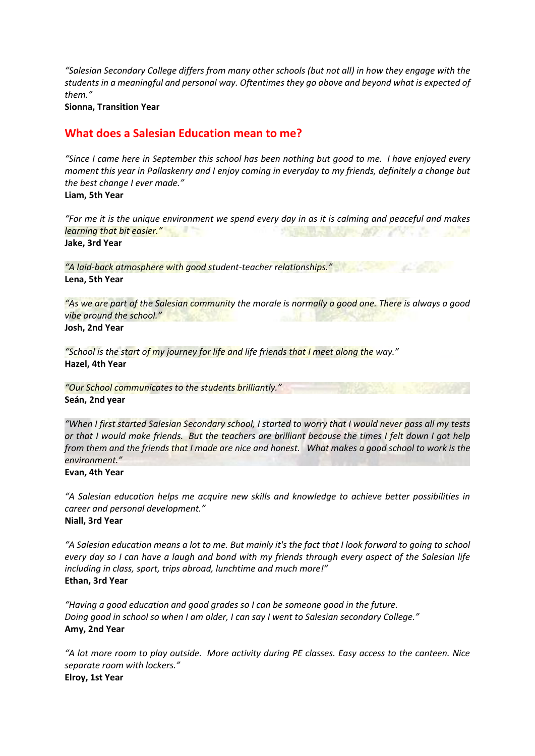*"Salesian Secondary College differs from many other schools (but not all) in how they engage with the students in a meaningful and personal way. Oftentimes they go above and beyond what is expected of them."*

**Sionna, Transition Year**

## What does a Salesian Education mean to me?

*"Since I came here in September this school has been nothing but good to me. I have enjoyed every moment this year in Pallaskenry and I enjoy coming in everyday to my friends, definitely a change but the best change I ever made."*

**Liam, 5th Year**

*"For me it is the unique environment we spend every day in as it is calming and peaceful and makes learning that bit easier."*

**Jake, 3rd Year**

*"A laid-back atmosphere with good student-teacher relationships."*

**Lena, 5th Year**

*"As we are part of the Salesian community the morale is normally a good one. There is always a good vibe around the school."*

**Josh, 2nd Year**

*"School is the start of my journey for life and life friends that I meet along the way."*

**Hazel, 4th Year**

*"Our School communicates to the students brilliantly."*

**Seán, 2nd year**

*"When I first started Salesian Secondary school, I started to worry that I would never pass all my tests or that I would make friends. But the teachers are brilliant because the times I felt down I got help from them and the friends that I made are nice and honest. What makes a good school to work is the environment."*

**Evan, 4th Year**

*"A Salesian education helps me acquire new skills and knowledge to achieve better possibilities in career and personal development."*

**Niall, 3rd Year**

*"A Salesian education means a lot to me. But mainly it's the fact that I look forward to going to school every day so I can have a laugh and bond with my friends through every aspect of the Salesian life including in class, sport, trips abroad, lunchtime and much more!"*

**Ethan, 3rd Year**

*"Having a good education and good grades so I can be someone good in the future.
Doing good in school so when I am older, I can say I went to Salesian secondary College."*

**Amy, 2nd Year**

*"A lot more room to play outside. More activity during PE classes. Easy access to the canteen. Nice separate room with lockers."*

**Elroy, 1st Year**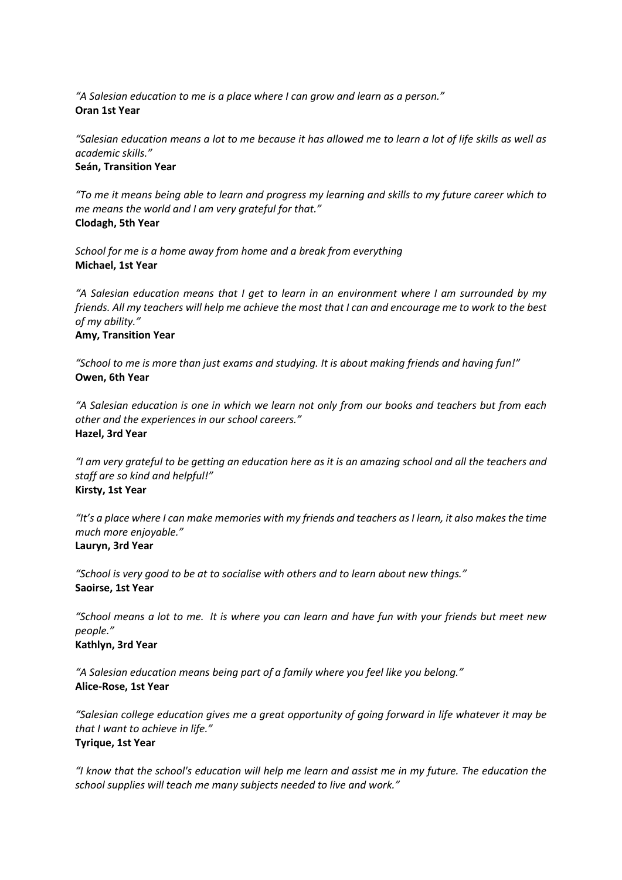*"A Salesian education to me is a place where I can grow and learn as a person."*
**Oran 1st Year**

*"Salesian education means a lot to me because it has allowed me to learn a lot of life skills as well as academic skills."*
**Seán, Transition Year**

*"To me it means being able to learn and progress my learning and skills to my future career which to me means the world and I am very grateful for that."*
**Clodagh, 5th Year**

*School for me is a home away from home and a break from everything*
**Michael, 1st Year**

*"A Salesian education means that I get to learn in an environment where I am surrounded by my friends. All my teachers will help me achieve the most that I can and encourage me to work to the best of my ability."*
**Amy, Transition Year**

*"School to me is more than just exams and studying. It is about making friends and having fun!"*
**Owen, 6th Year**

*"A Salesian education is one in which we learn not only from our books and teachers but from each other and the experiences in our school careers."*
**Hazel, 3rd Year**

*"I am very grateful to be getting an education here as it is an amazing school and all the teachers and staff are so kind and helpful!"*
**Kirsty, 1st Year**

*"It's a place where I can make memories with my friends and teachers as I learn, it also makes the time much more enjoyable."*
**Lauryn, 3rd Year**

*"School is very good to be at to socialise with others and to learn about new things."*
**Saoirse, 1st Year**

*"School means a lot to me. It is where you can learn and have fun with your friends but meet new people."*
**Kathlyn, 3rd Year**

*"A Salesian education means being part of a family where you feel like you belong."*
**Alice-Rose, 1st Year**

*"Salesian college education gives me a great opportunity of going forward in life whatever it may be that I want to achieve in life."*
**Tyrique, 1st Year**

*"I know that the school's education will help me learn and assist me in my future. The education the school supplies will teach me many subjects needed to live and work."*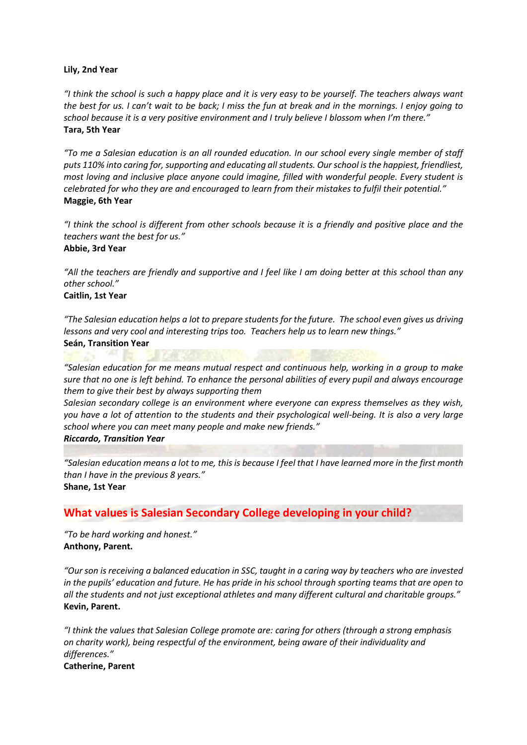**Lily, 2nd Year**

*"I think the school is such a happy place and it is very easy to be yourself. The teachers always want the best for us. I can't wait to be back; I miss the fun at break and in the mornings. I enjoy going to school because it is a very positive environment and I truly believe I blossom when I'm there."*
**Tara, 5th Year**

*"To me a Salesian education is an all rounded education. In our school every single member of staff puts 110% into caring for, supporting and educating all students. Our school is the happiest, friendliest, most loving and inclusive place anyone could imagine, filled with wonderful people. Every student is celebrated for who they are and encouraged to learn from their mistakes to fulfil their potential."*
**Maggie, 6th Year**

*"I think the school is different from other schools because it is a friendly and positive place and the teachers want the best for us."*
**Abbie, 3rd Year**

*"All the teachers are friendly and supportive and I feel like I am doing better at this school than any other school."*
**Caitlin, 1st Year**

*"The Salesian education helps a lot to prepare students for the future. The school even gives us driving lessons and very cool and interesting trips too. Teachers help us to learn new things."*
**Seán, Transition Year**

*"Salesian education for me means mutual respect and continuous help, working in a group to make sure that no one is left behind. To enhance the personal abilities of every pupil and always encourage them to give their best by always supporting them*
*Salesian secondary college is an environment where everyone can express themselves as they wish, you have a lot of attention to the students and their psychological well-being. It is also a very large school where you can meet many people and make new friends."*
***Riccardo, Transition Year***

*"Salesian education means a lot to me, this is because I feel that I have learned more in the first month than I have in the previous 8 years."*
**Shane, 1st Year**

## What values is Salesian Secondary College developing in your child?

*"To be hard working and honest."*
**Anthony, Parent.**

*"Our son is receiving a balanced education in SSC, taught in a caring way by teachers who are invested in the pupils' education and future. He has pride in his school through sporting teams that are open to all the students and not just exceptional athletes and many different cultural and charitable groups."*
**Kevin, Parent.**

*"I think the values that Salesian College promote are: caring for others (through a strong emphasis on charity work), being respectful of the environment, being aware of their individuality and differences."*
**Catherine, Parent**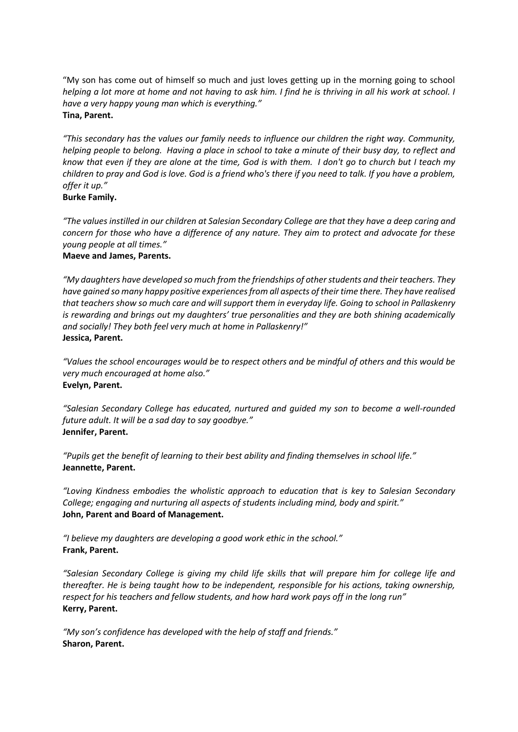"My son has come out of himself so much and just loves getting up in the morning going to school *helping a lot more at home and not having to ask him. I find he is thriving in all his work at school. I have a very happy young man which is everything."*
**Tina, Parent.**

*"This secondary has the values our family needs to influence our children the right way. Community, helping people to belong. Having a place in school to take a minute of their busy day, to reflect and know that even if they are alone at the time, God is with them. I don't go to church but I teach my children to pray and God is love. God is a friend who's there if you need to talk. If you have a problem, offer it up."*
**Burke Family.**

*"The values instilled in our children at Salesian Secondary College are that they have a deep caring and concern for those who have a difference of any nature. They aim to protect and advocate for these young people at all times."*
**Maeve and James, Parents.**

*"My daughters have developed so much from the friendships of other students and their teachers. They have gained so many happy positive experiences from all aspects of their time there. They have realised that teachers show so much care and will support them in everyday life. Going to school in Pallaskenry is rewarding and brings out my daughters' true personalities and they are both shining academically and socially! They both feel very much at home in Pallaskenry!"*
**Jessica, Parent.**

*"Values the school encourages would be to respect others and be mindful of others and this would be very much encouraged at home also."*
**Evelyn, Parent.**

*"Salesian Secondary College has educated, nurtured and guided my son to become a well-rounded future adult. It will be a sad day to say goodbye."*
**Jennifer, Parent.**

*"Pupils get the benefit of learning to their best ability and finding themselves in school life."*
**Jeannette, Parent.**

*"Loving Kindness embodies the wholistic approach to education that is key to Salesian Secondary College; engaging and nurturing all aspects of students including mind, body and spirit."*
**John, Parent and Board of Management.**

*"I believe my daughters are developing a good work ethic in the school."*
**Frank, Parent.**

*"Salesian Secondary College is giving my child life skills that will prepare him for college life and thereafter. He is being taught how to be independent, responsible for his actions, taking ownership, respect for his teachers and fellow students, and how hard work pays off in the long run"*
**Kerry, Parent.**

*"My son's confidence has developed with the help of staff and friends."*
**Sharon, Parent.**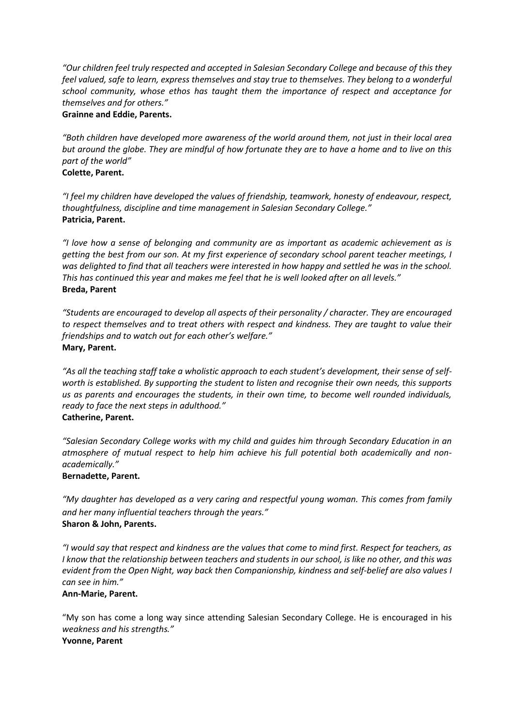*"Our children feel truly respected and accepted in Salesian Secondary College and because of this they feel valued, safe to learn, express themselves and stay true to themselves. They belong to a wonderful school community, whose ethos has taught them the importance of respect and acceptance for themselves and for others."*
**Grainne and Eddie, Parents.**

*"Both children have developed more awareness of the world around them, not just in their local area but around the globe. They are mindful of how fortunate they are to have a home and to live on this part of the world"*
**Colette, Parent.**

*"I feel my children have developed the values of friendship, teamwork, honesty of endeavour, respect, thoughtfulness, discipline and time management in Salesian Secondary College."*
**Patricia, Parent.**

*"I love how a sense of belonging and community are as important as academic achievement as is getting the best from our son. At my first experience of secondary school parent teacher meetings, I was delighted to find that all teachers were interested in how happy and settled he was in the school. This has continued this year and makes me feel that he is well looked after on all levels."*
**Breda, Parent**

*"Students are encouraged to develop all aspects of their personality / character. They are encouraged to respect themselves and to treat others with respect and kindness. They are taught to value their friendships and to watch out for each other's welfare."*
**Mary, Parent.**

*"As all the teaching staff take a wholistic approach to each student's development, their sense of self-worth is established. By supporting the student to listen and recognise their own needs, this supports us as parents and encourages the students, in their own time, to become well rounded individuals, ready to face the next steps in adulthood."*
**Catherine, Parent.**

*"Salesian Secondary College works with my child and guides him through Secondary Education in an atmosphere of mutual respect to help him achieve his full potential both academically and non-academically."*
**Bernadette, Parent.**

*"My daughter has developed as a very caring and respectful young woman. This comes from family and her many influential teachers through the years."*
**Sharon & John, Parents.**

*"I would say that respect and kindness are the values that come to mind first. Respect for teachers, as I know that the relationship between teachers and students in our school, is like no other, and this was evident from the Open Night, way back then Companionship, kindness and self-belief are also values I can see in him."*
**Ann-Marie, Parent.**

"My son has come a long way since attending Salesian Secondary College. He is encouraged in his *weakness and his strengths."*
**Yvonne, Parent**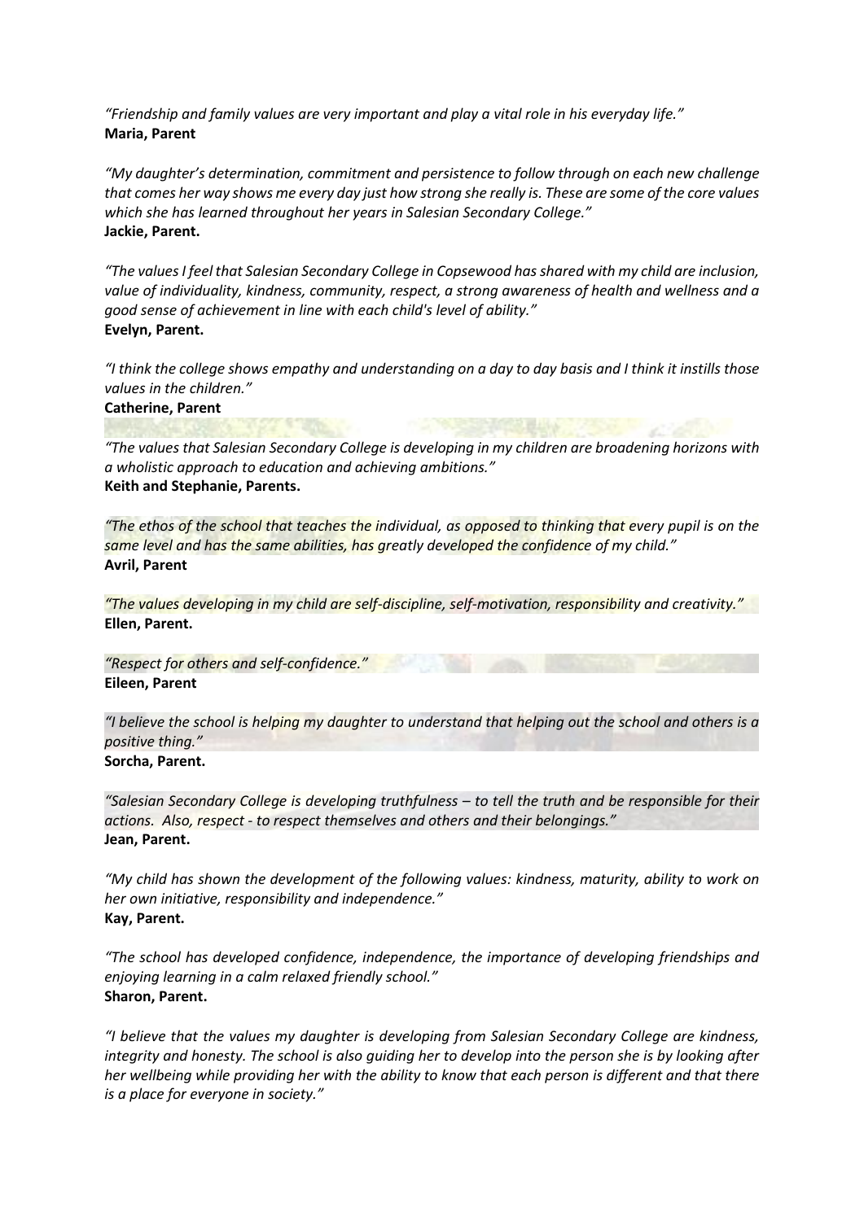*"Friendship and family values are very important and play a vital role in his everyday life."*
**Maria, Parent**

*"My daughter's determination, commitment and persistence to follow through on each new challenge that comes her way shows me every day just how strong she really is. These are some of the core values which she has learned throughout her years in Salesian Secondary College."*
**Jackie, Parent.**

*"The values I feel that Salesian Secondary College in Copsewood has shared with my child are inclusion, value of individuality, kindness, community, respect, a strong awareness of health and wellness and a good sense of achievement in line with each child's level of ability."*
**Evelyn, Parent.**

*"I think the college shows empathy and understanding on a day to day basis and I think it instills those values in the children."*
**Catherine, Parent**

*"The values that Salesian Secondary College is developing in my children are broadening horizons with a wholistic approach to education and achieving ambitions."*
**Keith and Stephanie, Parents.**

*"The ethos of the school that teaches the individual, as opposed to thinking that every pupil is on the same level and has the same abilities, has greatly developed the confidence of my child."*
**Avril, Parent**

*"The values developing in my child are self-discipline, self-motivation, responsibility and creativity."*
**Ellen, Parent.**

*"Respect for others and self-confidence."*
**Eileen, Parent**

*"I believe the school is helping my daughter to understand that helping out the school and others is a positive thing."*
**Sorcha, Parent.**

*"Salesian Secondary College is developing truthfulness – to tell the truth and be responsible for their actions. Also, respect - to respect themselves and others and their belongings."*
**Jean, Parent.**

*"My child has shown the development of the following values: kindness, maturity, ability to work on her own initiative, responsibility and independence."*
**Kay, Parent.**

*"The school has developed confidence, independence, the importance of developing friendships and enjoying learning in a calm relaxed friendly school."*
**Sharon, Parent.**

*"I believe that the values my daughter is developing from Salesian Secondary College are kindness, integrity and honesty. The school is also guiding her to develop into the person she is by looking after her wellbeing while providing her with the ability to know that each person is different and that there is a place for everyone in society."*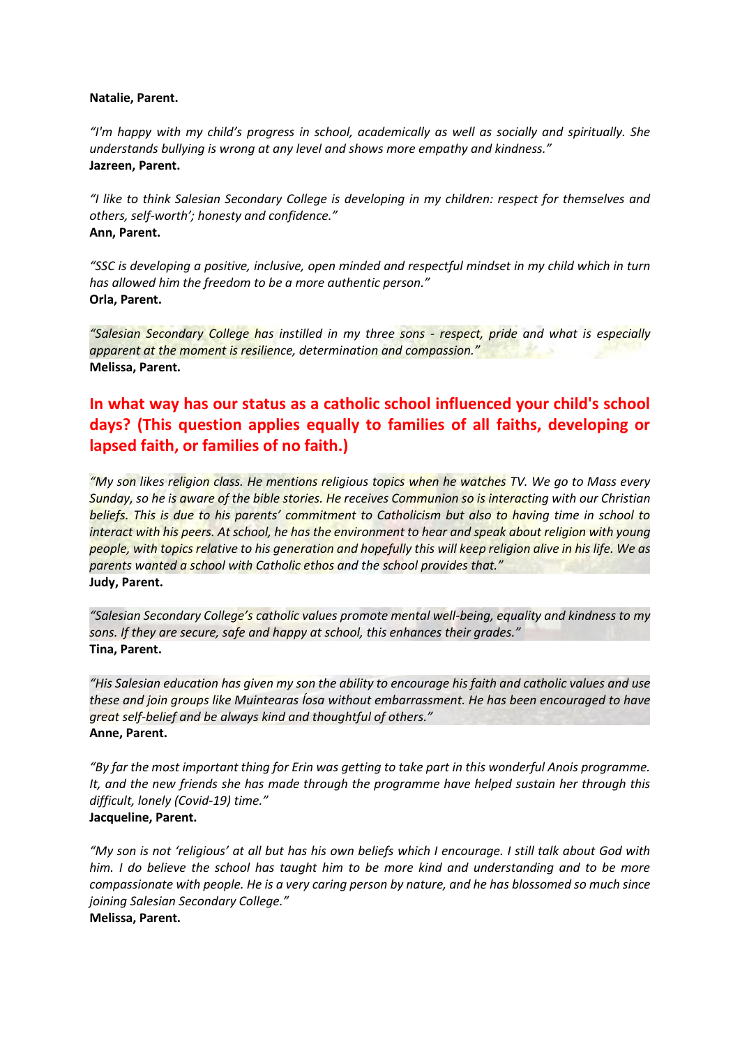**Natalie, Parent.**

*"I'm happy with my child's progress in school, academically as well as socially and spiritually. She understands bullying is wrong at any level and shows more empathy and kindness."*
**Jazreen, Parent.**

*"I like to think Salesian Secondary College is developing in my children: respect for themselves and others, self-worth'; honesty and confidence."*
**Ann, Parent.**

*"SSC is developing a positive, inclusive, open minded and respectful mindset in my child which in turn has allowed him the freedom to be a more authentic person."*
**Orla, Parent.**

*"Salesian Secondary College has instilled in my three sons - respect, pride and what is especially apparent at the moment is resilience, determination and compassion."*
**Melissa, Parent.**

## In what way has our status as a catholic school influenced your child's school days? (This question applies equally to families of all faiths, developing or lapsed faith, or families of no faith.)

*"My son likes religion class. He mentions religious topics when he watches TV. We go to Mass every Sunday, so he is aware of the bible stories. He receives Communion so is interacting with our Christian beliefs. This is due to his parents' commitment to Catholicism but also to having time in school to interact with his peers. At school, he has the environment to hear and speak about religion with young people, with topics relative to his generation and hopefully this will keep religion alive in his life. We as parents wanted a school with Catholic ethos and the school provides that."*
**Judy, Parent.**

*"Salesian Secondary College's catholic values promote mental well-being, equality and kindness to my sons. If they are secure, safe and happy at school, this enhances their grades."*
**Tina, Parent.**

*"His Salesian education has given my son the ability to encourage his faith and catholic values and use these and join groups like Muintearas Íosa without embarrassment. He has been encouraged to have great self-belief and be always kind and thoughtful of others."*
**Anne, Parent.**

*"By far the most important thing for Erin was getting to take part in this wonderful Anois programme. It, and the new friends she has made through the programme have helped sustain her through this difficult, lonely (Covid-19) time."*
**Jacqueline, Parent.**

*"My son is not 'religious' at all but has his own beliefs which I encourage. I still talk about God with him. I do believe the school has taught him to be more kind and understanding and to be more compassionate with people. He is a very caring person by nature, and he has blossomed so much since joining Salesian Secondary College."*
**Melissa, Parent.**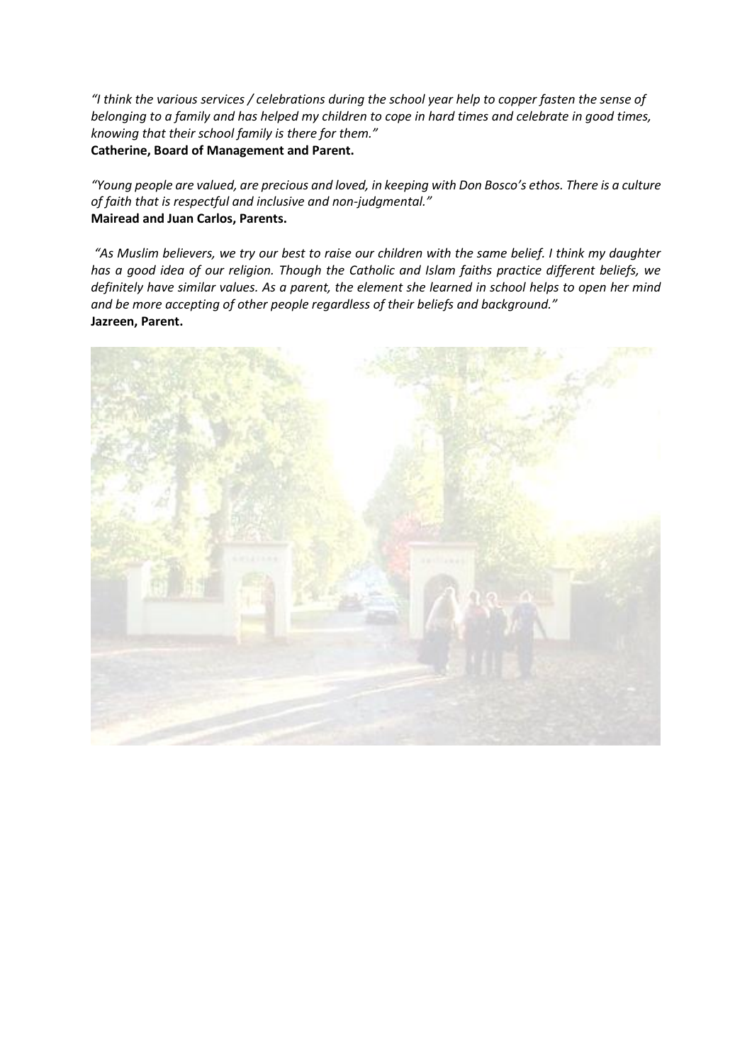*"I think the various services / celebrations during the school year help to copper fasten the sense of belonging to a family and has helped my children to cope in hard times and celebrate in good times, knowing that their school family is there for them."*
**Catherine, Board of Management and Parent.**

*"Young people are valued, are precious and loved, in keeping with Don Bosco's ethos. There is a culture of faith that is respectful and inclusive and non-judgmental."*
**Mairead and Juan Carlos, Parents.**

*"As Muslim believers, we try our best to raise our children with the same belief. I think my daughter has a good idea of our religion. Though the Catholic and Islam faiths practice different beliefs, we definitely have similar values. As a parent, the element she learned in school helps to open her mind and be more accepting of other people regardless of their beliefs and background."*
**Jazreen, Parent.**